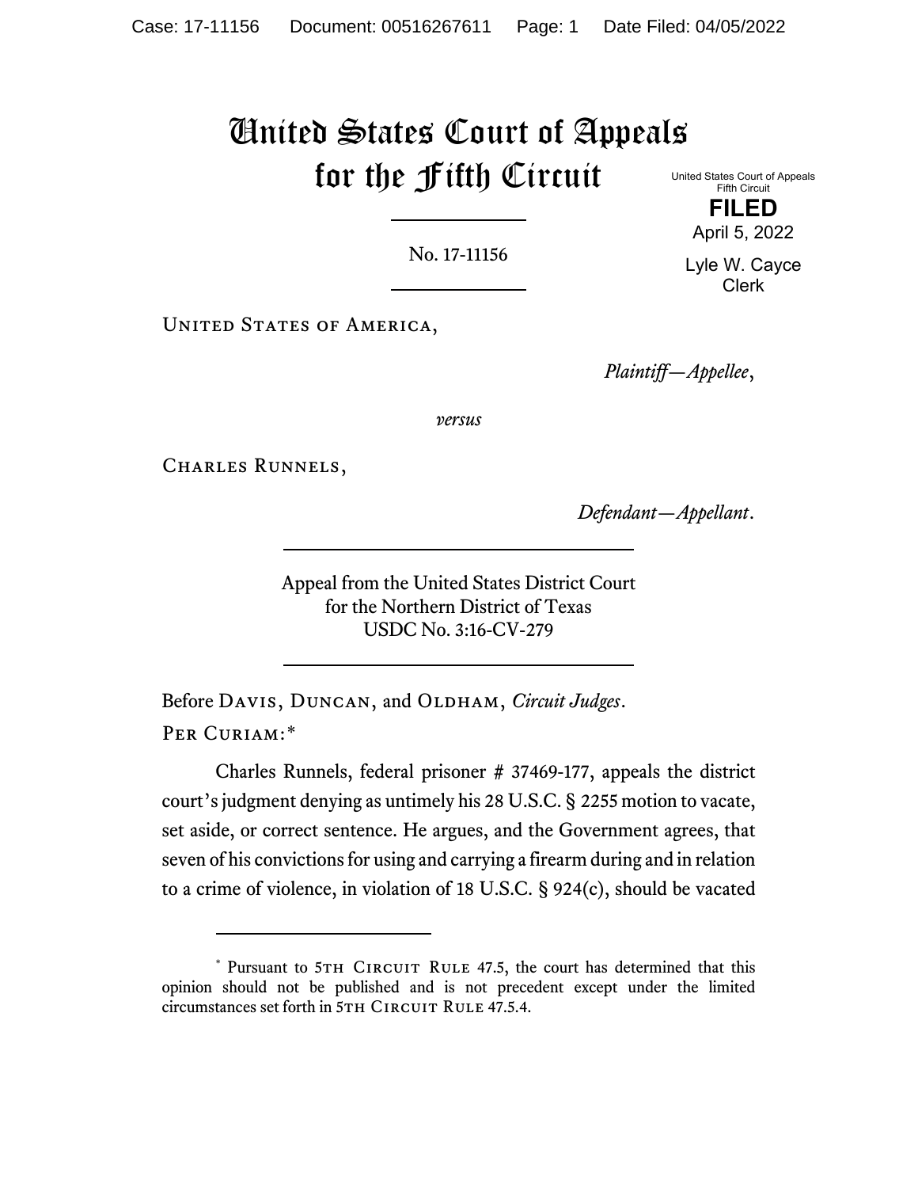# United States Court of Appeals for the Fifth Circuit

United States Court of Appeals
Fifth Circuit

**FILED**

April 5, 2022

Lyle W. Cayce
Clerk

No. 17-11156

United States of America,

*Plaintiff—Appellee*,

*versus*

Charles Runnels,

*Defendant—Appellant*.

Appeal from the United States District Court
for the Northern District of Texas
USDC No. 3:16-CV-279

Before Davis, Duncan, and Oldham, *Circuit Judges*.

Per Curiam:*

Charles Runnels, federal prisoner # 37469-177, appeals the district court's judgment denying as untimely his 28 U.S.C. § 2255 motion to vacate, set aside, or correct sentence. He argues, and the Government agrees, that seven of his convictions for using and carrying a firearm during and in relation to a crime of violence, in violation of 18 U.S.C. § 924(c), should be vacated

---

\* Pursuant to 5th Circuit Rule 47.5, the court has determined that this opinion should not be published and is not precedent except under the limited circumstances set forth in 5th Circuit Rule 47.5.4.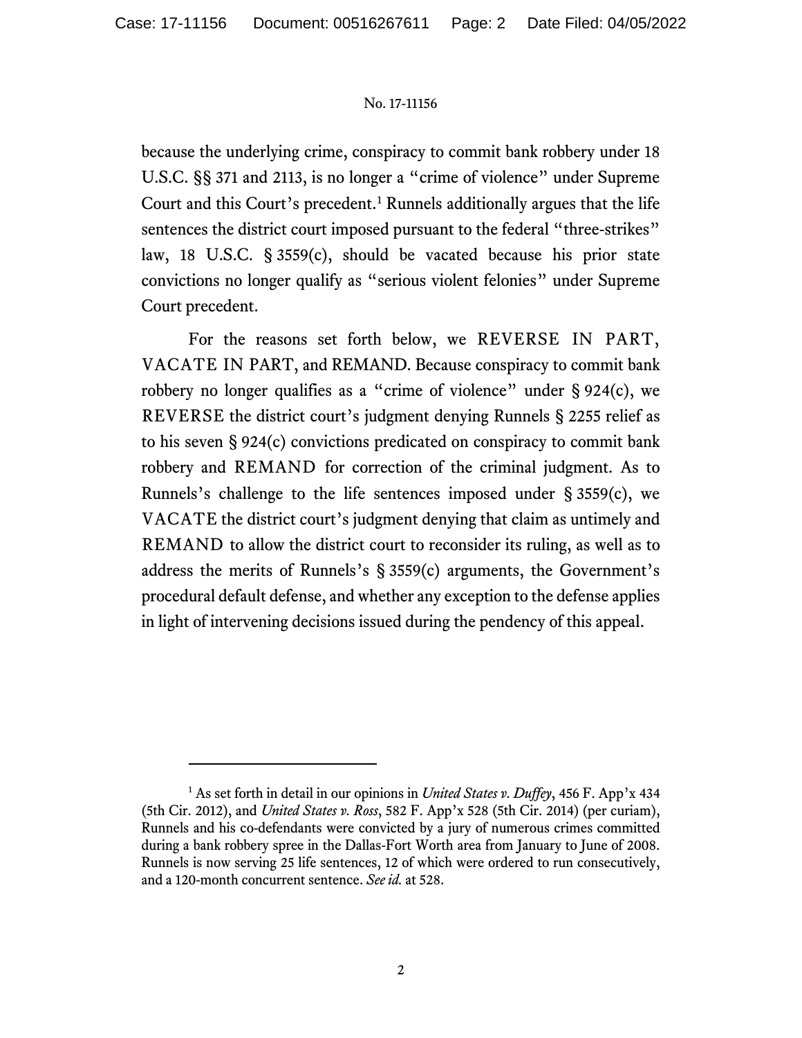because the underlying crime, conspiracy to commit bank robbery under 18 U.S.C. §§ 371 and 2113, is no longer a "crime of violence" under Supreme Court and this Court's precedent.[1] Runnels additionally argues that the life sentences the district court imposed pursuant to the federal "three-strikes" law, 18 U.S.C. § 3559(c), should be vacated because his prior state convictions no longer qualify as "serious violent felonies" under Supreme Court precedent.

For the reasons set forth below, we REVERSE IN PART, VACATE IN PART, and REMAND. Because conspiracy to commit bank robbery no longer qualifies as a "crime of violence" under § 924(c), we REVERSE the district court's judgment denying Runnels § 2255 relief as to his seven § 924(c) convictions predicated on conspiracy to commit bank robbery and REMAND for correction of the criminal judgment. As to Runnels's challenge to the life sentences imposed under § 3559(c), we VACATE the district court's judgment denying that claim as untimely and REMAND to allow the district court to reconsider its ruling, as well as to address the merits of Runnels's § 3559(c) arguments, the Government's procedural default defense, and whether any exception to the defense applies in light of intervening decisions issued during the pendency of this appeal.

---

[1] As set forth in detail in our opinions in *United States v. Duffey*, 456 F. App'x 434 (5th Cir. 2012), and *United States v. Ross*, 582 F. App'x 528 (5th Cir. 2014) (per curiam), Runnels and his co-defendants were convicted by a jury of numerous crimes committed during a bank robbery spree in the Dallas-Fort Worth area from January to June of 2008. Runnels is now serving 25 life sentences, 12 of which were ordered to run consecutively, and a 120-month concurrent sentence. *See id.* at 528.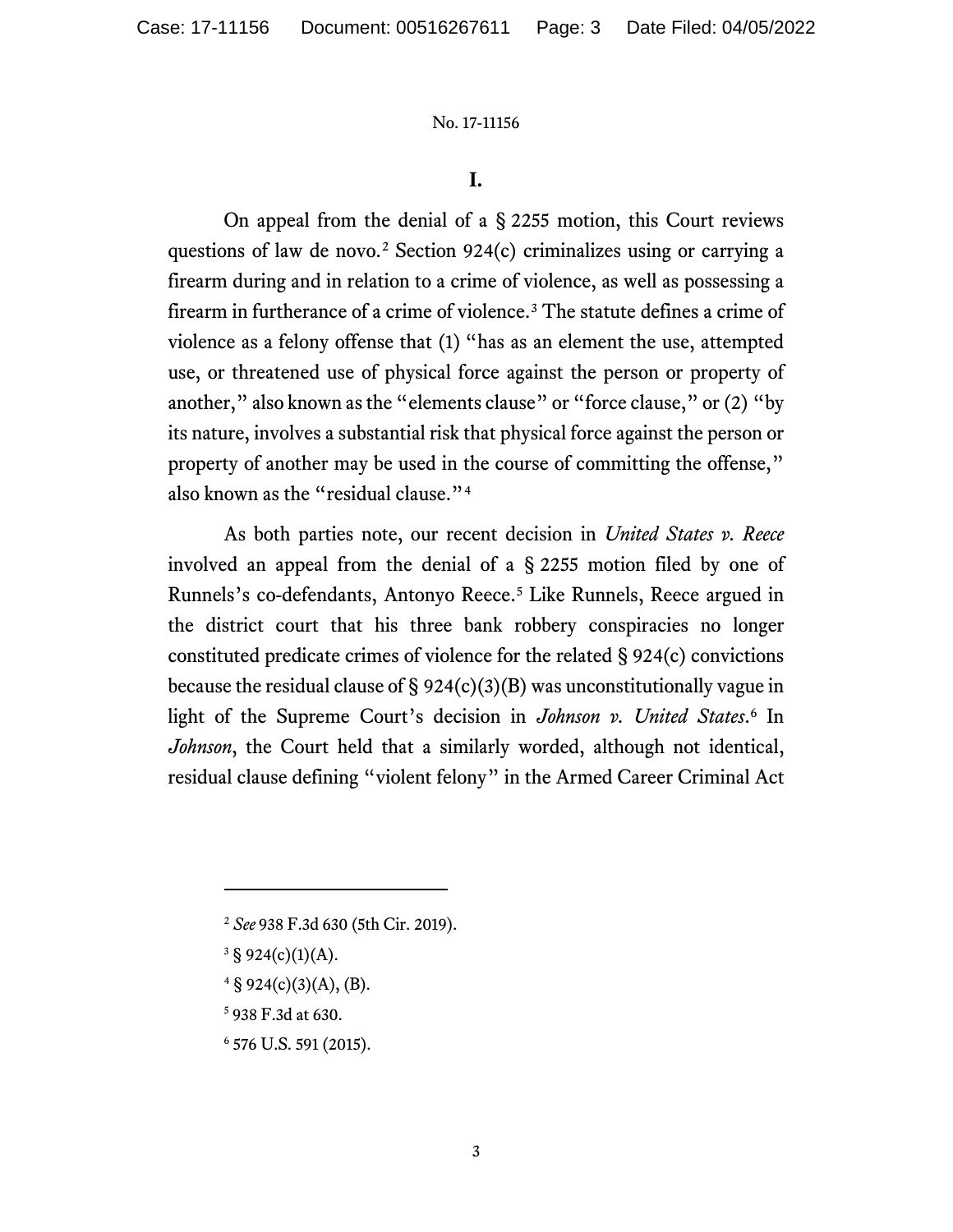## I.

On appeal from the denial of a § 2255 motion, this Court reviews questions of law de novo.[2] Section 924(c) criminalizes using or carrying a firearm during and in relation to a crime of violence, as well as possessing a firearm in furtherance of a crime of violence.[3] The statute defines a crime of violence as a felony offense that (1) "has as an element the use, attempted use, or threatened use of physical force against the person or property of another," also known as the "elements clause" or "force clause," or (2) "by its nature, involves a substantial risk that physical force against the person or property of another may be used in the course of committing the offense," also known as the "residual clause."[4]

As both parties note, our recent decision in *United States v. Reece* involved an appeal from the denial of a § 2255 motion filed by one of Runnels's co-defendants, Antonyo Reece.[5] Like Runnels, Reece argued in the district court that his three bank robbery conspiracies no longer constituted predicate crimes of violence for the related § 924(c) convictions because the residual clause of § 924(c)(3)(B) was unconstitutionally vague in light of the Supreme Court's decision in *Johnson v. United States*.[6] In *Johnson*, the Court held that a similarly worded, although not identical, residual clause defining "violent felony" in the Armed Career Criminal Act

---

[2] *See* 938 F.3d 630 (5th Cir. 2019).

[3] § 924(c)(1)(A).

[4] § 924(c)(3)(A), (B).

[5] 938 F.3d at 630.

[6] 576 U.S. 591 (2015).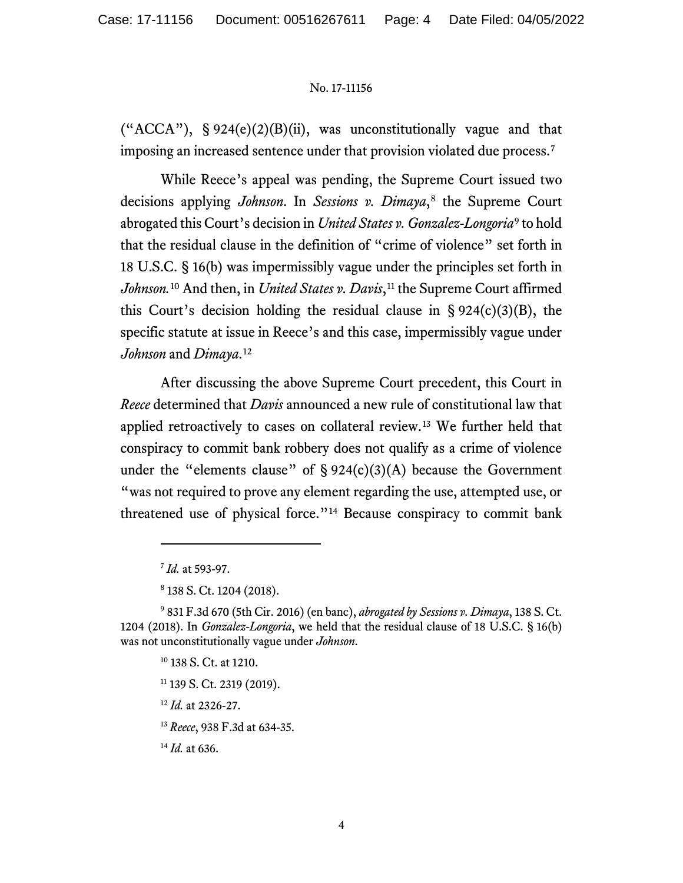("ACCA"), § 924(e)(2)(B)(ii), was unconstitutionally vague and that imposing an increased sentence under that provision violated due process.[7]

While Reece's appeal was pending, the Supreme Court issued two decisions applying *Johnson*. In *Sessions v. Dimaya*,[8] the Supreme Court abrogated this Court's decision in *United States v. Gonzalez-Longoria*[9] to hold that the residual clause in the definition of "crime of violence" set forth in 18 U.S.C. § 16(b) was impermissibly vague under the principles set forth in *Johnson.*[10] And then, in *United States v. Davis*,[11] the Supreme Court affirmed this Court's decision holding the residual clause in § 924(c)(3)(B), the specific statute at issue in Reece's and this case, impermissibly vague under *Johnson* and *Dimaya*.[12]

After discussing the above Supreme Court precedent, this Court in *Reece* determined that *Davis* announced a new rule of constitutional law that applied retroactively to cases on collateral review.[13] We further held that conspiracy to commit bank robbery does not qualify as a crime of violence under the "elements clause" of § 924(c)(3)(A) because the Government "was not required to prove any element regarding the use, attempted use, or threatened use of physical force."[14] Because conspiracy to commit bank

---

[7] *Id.* at 593-97.

[8] 138 S. Ct. 1204 (2018).

[9] 831 F.3d 670 (5th Cir. 2016) (en banc), *abrogated by Sessions v. Dimaya*, 138 S. Ct. 1204 (2018). In *Gonzalez-Longoria*, we held that the residual clause of 18 U.S.C. § 16(b) was not unconstitutionally vague under *Johnson*.

[10] 138 S. Ct. at 1210.

[11] 139 S. Ct. 2319 (2019).

[12] *Id.* at 2326-27.

[13] *Reece*, 938 F.3d at 634-35.

[14] *Id.* at 636.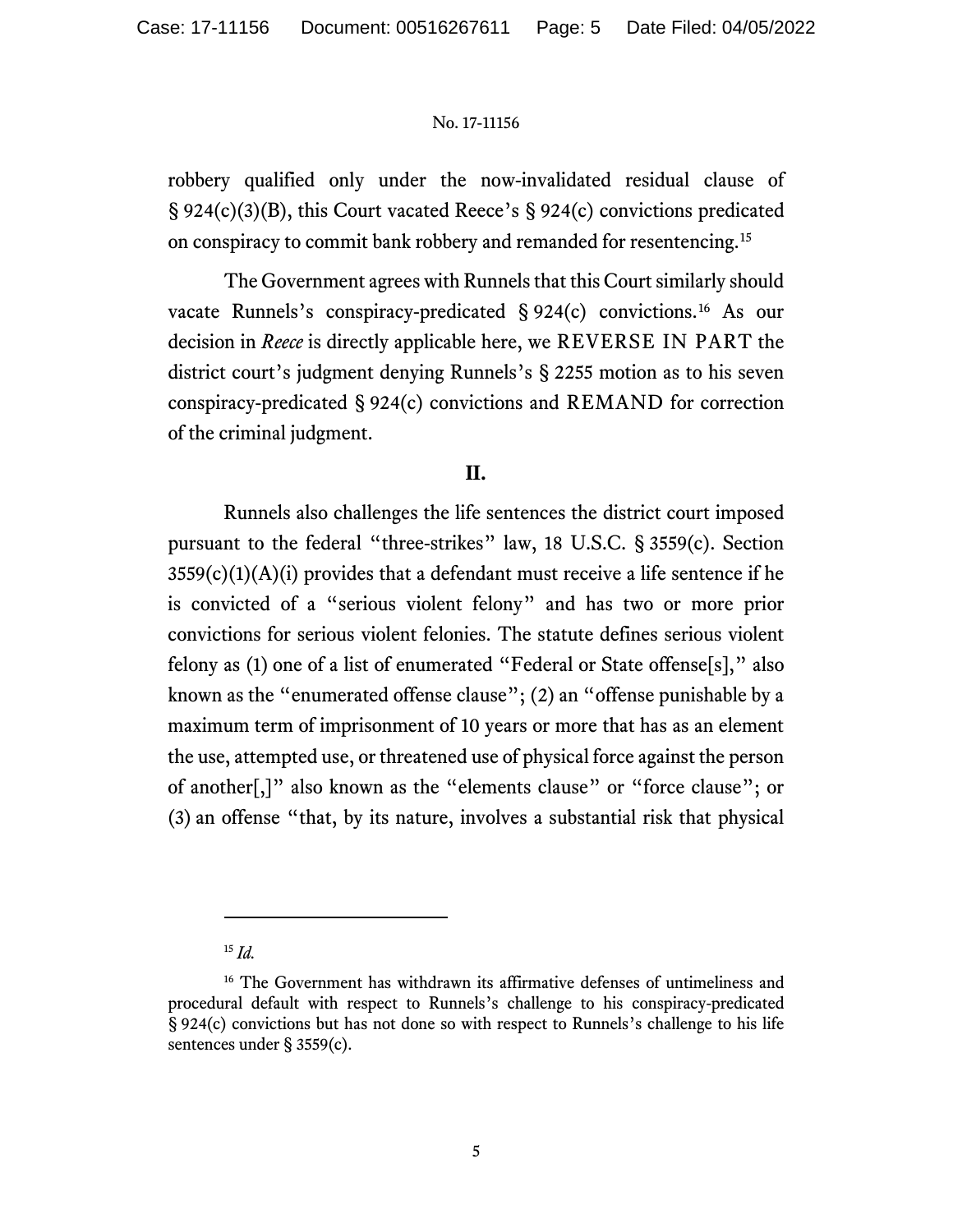robbery qualified only under the now-invalidated residual clause of § 924(c)(3)(B), this Court vacated Reece's § 924(c) convictions predicated on conspiracy to commit bank robbery and remanded for resentencing.[15]

The Government agrees with Runnels that this Court similarly should vacate Runnels's conspiracy-predicated § 924(c) convictions.[16] As our decision in *Reece* is directly applicable here, we REVERSE IN PART the district court's judgment denying Runnels's § 2255 motion as to his seven conspiracy-predicated § 924(c) convictions and REMAND for correction of the criminal judgment.

## II.

Runnels also challenges the life sentences the district court imposed pursuant to the federal "three-strikes" law, 18 U.S.C. § 3559(c). Section 3559(c)(1)(A)(i) provides that a defendant must receive a life sentence if he is convicted of a "serious violent felony" and has two or more prior convictions for serious violent felonies. The statute defines serious violent felony as (1) one of a list of enumerated "Federal or State offense[s]," also known as the "enumerated offense clause"; (2) an "offense punishable by a maximum term of imprisonment of 10 years or more that has as an element the use, attempted use, or threatened use of physical force against the person of another[,]" also known as the "elements clause" or "force clause"; or (3) an offense "that, by its nature, involves a substantial risk that physical

---

[15] *Id.*

[16] The Government has withdrawn its affirmative defenses of untimeliness and procedural default with respect to Runnels's challenge to his conspiracy-predicated § 924(c) convictions but has not done so with respect to Runnels's challenge to his life sentences under § 3559(c).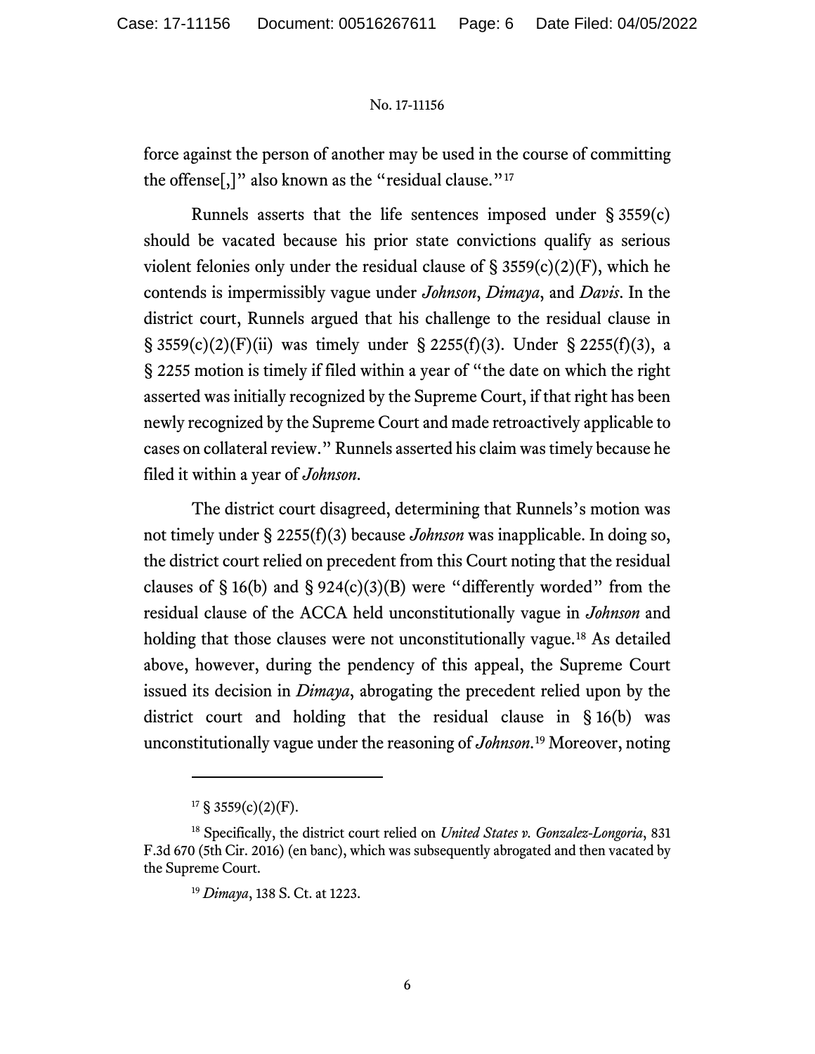force against the person of another may be used in the course of committing the offense[,]" also known as the "residual clause."[17]

Runnels asserts that the life sentences imposed under § 3559(c) should be vacated because his prior state convictions qualify as serious violent felonies only under the residual clause of § 3559(c)(2)(F), which he contends is impermissibly vague under *Johnson*, *Dimaya*, and *Davis*. In the district court, Runnels argued that his challenge to the residual clause in § 3559(c)(2)(F)(ii) was timely under § 2255(f)(3). Under § 2255(f)(3), a § 2255 motion is timely if filed within a year of "the date on which the right asserted was initially recognized by the Supreme Court, if that right has been newly recognized by the Supreme Court and made retroactively applicable to cases on collateral review." Runnels asserted his claim was timely because he filed it within a year of *Johnson*.

The district court disagreed, determining that Runnels's motion was not timely under § 2255(f)(3) because *Johnson* was inapplicable. In doing so, the district court relied on precedent from this Court noting that the residual clauses of § 16(b) and § 924(c)(3)(B) were "differently worded" from the residual clause of the ACCA held unconstitutionally vague in *Johnson* and holding that those clauses were not unconstitutionally vague.[18] As detailed above, however, during the pendency of this appeal, the Supreme Court issued its decision in *Dimaya*, abrogating the precedent relied upon by the district court and holding that the residual clause in § 16(b) was unconstitutionally vague under the reasoning of *Johnson*.[19] Moreover, noting

---

[17] § 3559(c)(2)(F).

[18] Specifically, the district court relied on *United States v. Gonzalez-Longoria*, 831 F.3d 670 (5th Cir. 2016) (en banc), which was subsequently abrogated and then vacated by the Supreme Court.

[19] *Dimaya*, 138 S. Ct. at 1223.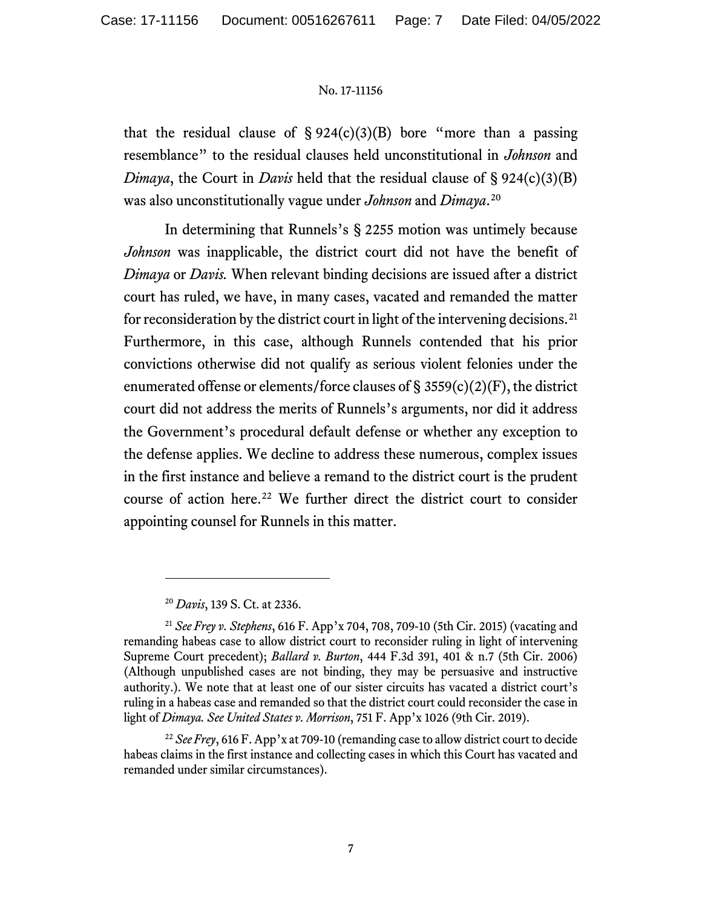that the residual clause of § 924(c)(3)(B) bore "more than a passing resemblance" to the residual clauses held unconstitutional in *Johnson* and *Dimaya*, the Court in *Davis* held that the residual clause of § 924(c)(3)(B) was also unconstitutionally vague under *Johnson* and *Dimaya*.[20]

In determining that Runnels's § 2255 motion was untimely because *Johnson* was inapplicable, the district court did not have the benefit of *Dimaya* or *Davis.* When relevant binding decisions are issued after a district court has ruled, we have, in many cases, vacated and remanded the matter for reconsideration by the district court in light of the intervening decisions.[21] Furthermore, in this case, although Runnels contended that his prior convictions otherwise did not qualify as serious violent felonies under the enumerated offense or elements/force clauses of § 3559(c)(2)(F), the district court did not address the merits of Runnels's arguments, nor did it address the Government's procedural default defense or whether any exception to the defense applies. We decline to address these numerous, complex issues in the first instance and believe a remand to the district court is the prudent course of action here.[22] We further direct the district court to consider appointing counsel for Runnels in this matter.

---

[20] *Davis*, 139 S. Ct. at 2336.

[21] *See Frey v. Stephens*, 616 F. App'x 704, 708, 709-10 (5th Cir. 2015) (vacating and remanding habeas case to allow district court to reconsider ruling in light of intervening Supreme Court precedent); *Ballard v. Burton*, 444 F.3d 391, 401 & n.7 (5th Cir. 2006) (Although unpublished cases are not binding, they may be persuasive and instructive authority.). We note that at least one of our sister circuits has vacated a district court's ruling in a habeas case and remanded so that the district court could reconsider the case in light of *Dimaya. See United States v. Morrison*, 751 F. App'x 1026 (9th Cir. 2019).

[22] *See Frey*, 616 F. App'x at 709-10 (remanding case to allow district court to decide habeas claims in the first instance and collecting cases in which this Court has vacated and remanded under similar circumstances).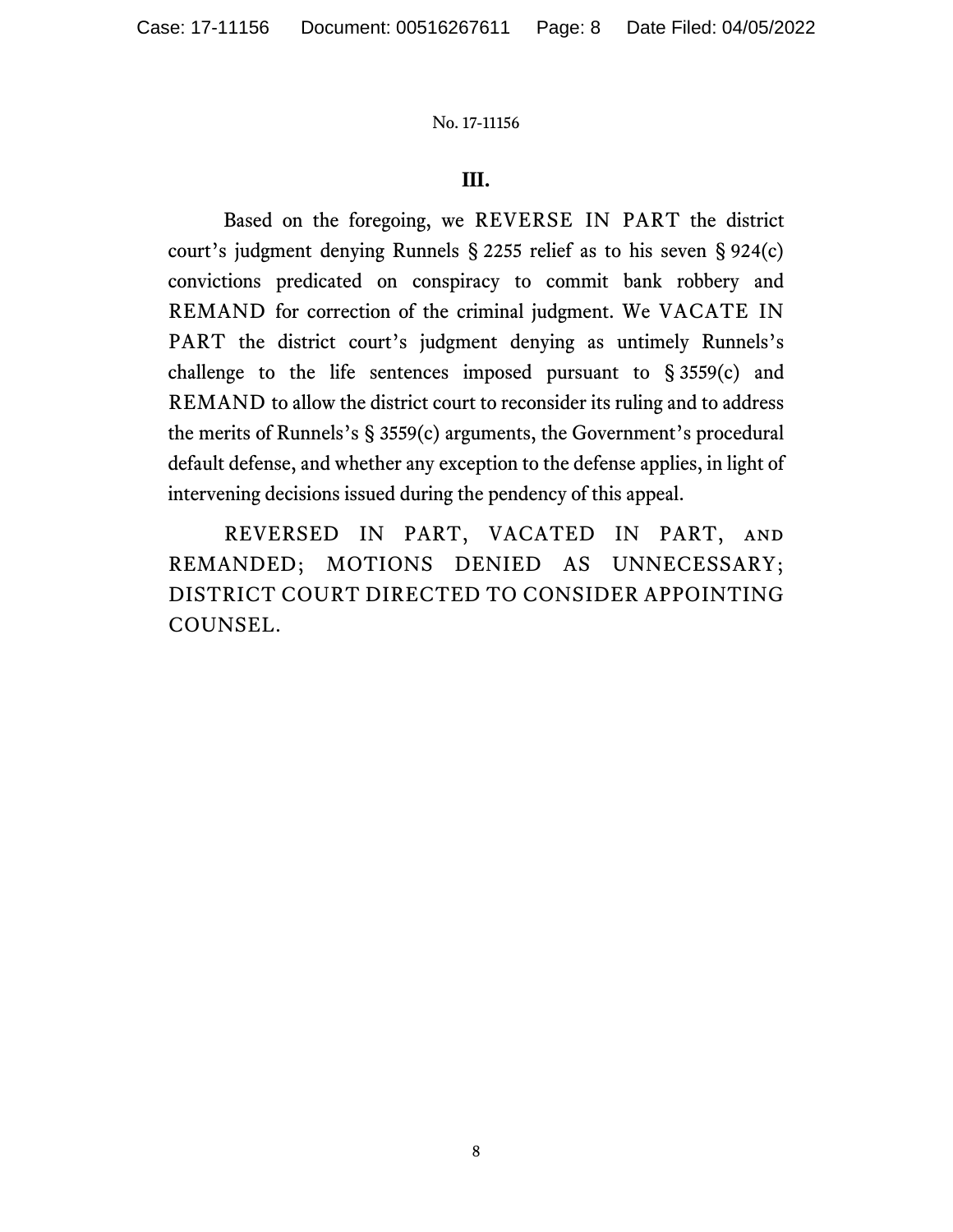### III.

Based on the foregoing, we REVERSE IN PART the district court's judgment denying Runnels § 2255 relief as to his seven § 924(c) convictions predicated on conspiracy to commit bank robbery and REMAND for correction of the criminal judgment. We VACATE IN PART the district court's judgment denying as untimely Runnels's challenge to the life sentences imposed pursuant to § 3559(c) and REMAND to allow the district court to reconsider its ruling and to address the merits of Runnels's § 3559(c) arguments, the Government's procedural default defense, and whether any exception to the defense applies, in light of intervening decisions issued during the pendency of this appeal.

REVERSED IN PART, VACATED IN PART, AND REMANDED; MOTIONS DENIED AS UNNECESSARY; DISTRICT COURT DIRECTED TO CONSIDER APPOINTING COUNSEL.